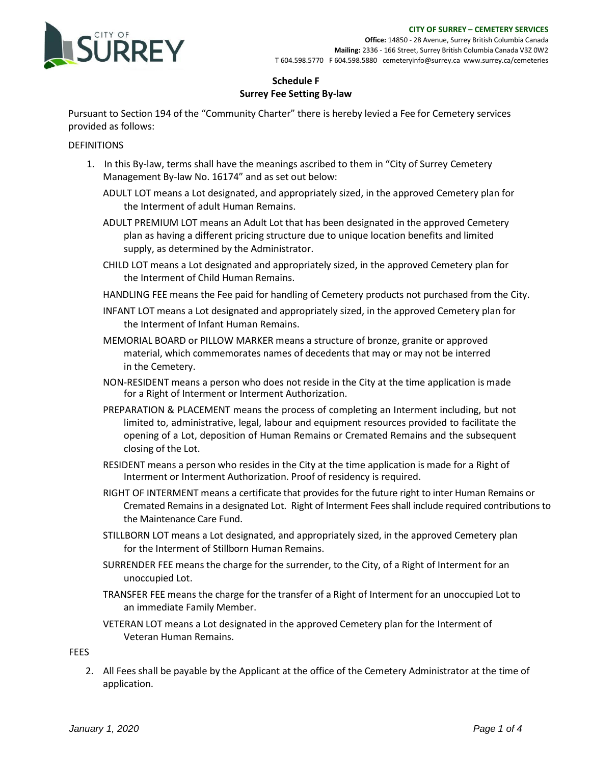**CITY OF SURREY – CEMETERY SERVICES**
**Office:** 14850 - 28 Avenue, Surrey British Columbia Canada
**Mailing:** 2336 - 166 Street, Surrey British Columbia Canada V3Z 0W2
T 604.598.5770 F 604.598.5880 cemeteryinfo@surrey.ca www.surrey.ca/cemeteries

# Schedule F
## Surrey Fee Setting By-law

Pursuant to Section 194 of the "Community Charter" there is hereby levied a Fee for Cemetery services provided as follows:

DEFINITIONS

1. In this By-law, terms shall have the meanings ascribed to them in "City of Surrey Cemetery Management By-law No. 16174" and as set out below:

   ADULT LOT means a Lot designated, and appropriately sized, in the approved Cemetery plan for the Interment of adult Human Remains.

   ADULT PREMIUM LOT means an Adult Lot that has been designated in the approved Cemetery plan as having a different pricing structure due to unique location benefits and limited supply, as determined by the Administrator.

   CHILD LOT means a Lot designated and appropriately sized, in the approved Cemetery plan for the Interment of Child Human Remains.

   HANDLING FEE means the Fee paid for handling of Cemetery products not purchased from the City.

   INFANT LOT means a Lot designated and appropriately sized, in the approved Cemetery plan for the Interment of Infant Human Remains.

   MEMORIAL BOARD or PILLOW MARKER means a structure of bronze, granite or approved material, which commemorates names of decedents that may or may not be interred in the Cemetery.

   NON-RESIDENT means a person who does not reside in the City at the time application is made for a Right of Interment or Interment Authorization.

   PREPARATION & PLACEMENT means the process of completing an Interment including, but not limited to, administrative, legal, labour and equipment resources provided to facilitate the opening of a Lot, deposition of Human Remains or Cremated Remains and the subsequent closing of the Lot.

   RESIDENT means a person who resides in the City at the time application is made for a Right of Interment or Interment Authorization. Proof of residency is required.

   RIGHT OF INTERMENT means a certificate that provides for the future right to inter Human Remains or Cremated Remains in a designated Lot. Right of Interment Fees shall include required contributions to the Maintenance Care Fund.

   STILLBORN LOT means a Lot designated, and appropriately sized, in the approved Cemetery plan for the Interment of Stillborn Human Remains.

   SURRENDER FEE means the charge for the surrender, to the City, of a Right of Interment for an unoccupied Lot.

   TRANSFER FEE means the charge for the transfer of a Right of Interment for an unoccupied Lot to an immediate Family Member.

   VETERAN LOT means a Lot designated in the approved Cemetery plan for the Interment of Veteran Human Remains.

FEES

2. All Fees shall be payable by the Applicant at the office of the Cemetery Administrator at the time of application.

*January 1, 2020*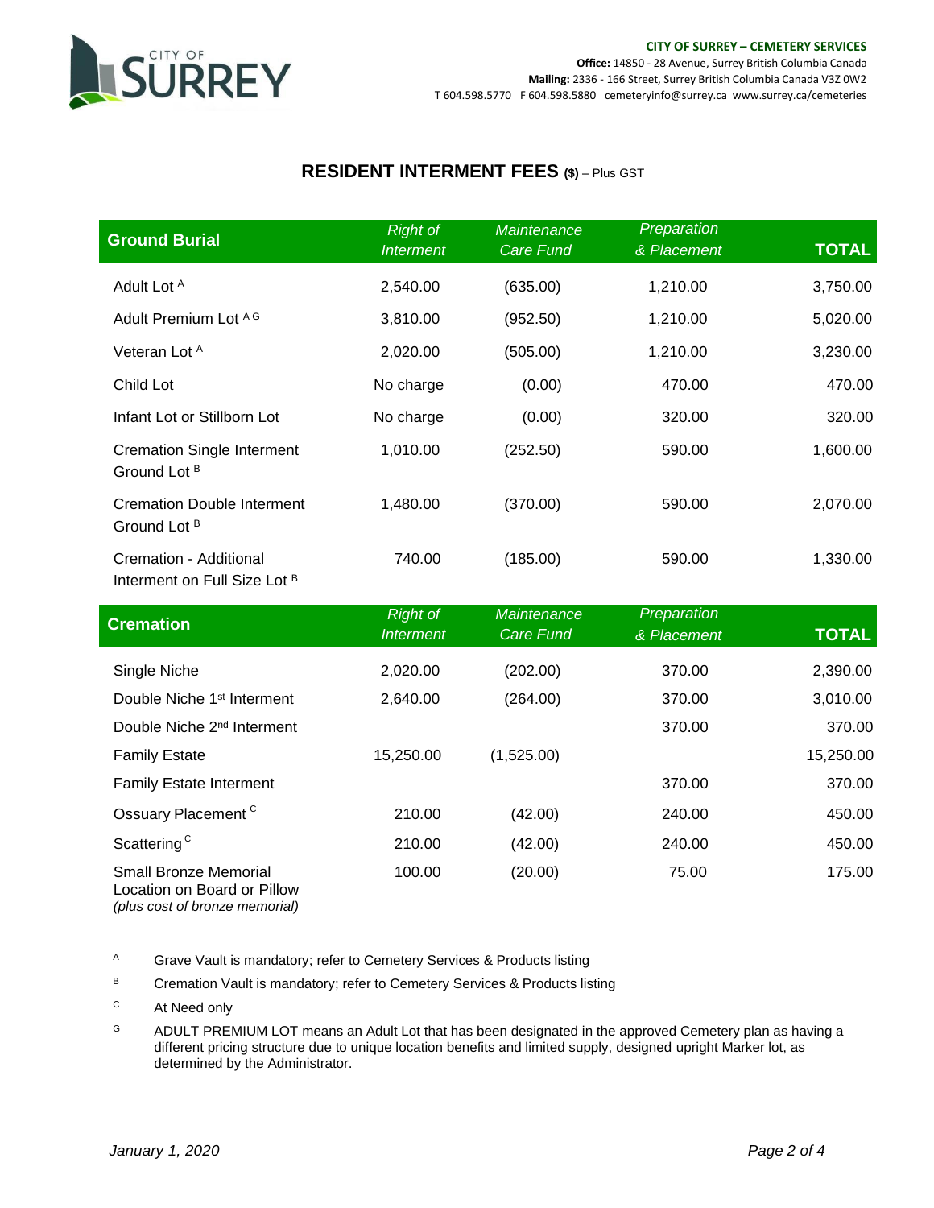**CITY OF SURREY – CEMETERY SERVICES**
**Office:** 14850 - 28 Avenue, Surrey British Columbia Canada
**Mailing:** 2336 - 166 Street, Surrey British Columbia Canada V3Z 0W2
T 604.598.5770 F 604.598.5880 cemeteryinfo@surrey.ca www.surrey.ca/cemeteries

# RESIDENT INTERMENT FEES ($) – Plus GST

| **Ground Burial** | *Right of Interment* | *Maintenance Care Fund* | *Preparation & Placement* | **TOTAL** |
|---|---|---|---|---|
| Adult Lot [A] | 2,540.00 | (635.00) | 1,210.00 | 3,750.00 |
| Adult Premium Lot [A G] | 3,810.00 | (952.50) | 1,210.00 | 5,020.00 |
| Veteran Lot [A] | 2,020.00 | (505.00) | 1,210.00 | 3,230.00 |
| Child Lot | No charge | (0.00) | 470.00 | 470.00 |
| Infant Lot or Stillborn Lot | No charge | (0.00) | 320.00 | 320.00 |
| Cremation Single Interment Ground Lot [B] | 1,010.00 | (252.50) | 590.00 | 1,600.00 |
| Cremation Double Interment Ground Lot [B] | 1,480.00 | (370.00) | 590.00 | 2,070.00 |
| Cremation - Additional Interment on Full Size Lot [B] | 740.00 | (185.00) | 590.00 | 1,330.00 |

| **Cremation** | *Right of Interment* | *Maintenance Care Fund* | *Preparation & Placement* | **TOTAL** |
|---|---|---|---|---|
| Single Niche | 2,020.00 | (202.00) | 370.00 | 2,390.00 |
| Double Niche 1st Interment | 2,640.00 | (264.00) | 370.00 | 3,010.00 |
| Double Niche 2nd Interment | | | 370.00 | 370.00 |
| Family Estate | 15,250.00 | (1,525.00) | | 15,250.00 |
| Family Estate Interment | | | 370.00 | 370.00 |
| Ossuary Placement [C] | 210.00 | (42.00) | 240.00 | 450.00 |
| Scattering [C] | 210.00 | (42.00) | 240.00 | 450.00 |
| Small Bronze Memorial Location on Board or Pillow *(plus cost of bronze memorial)* | 100.00 | (20.00) | 75.00 | 175.00 |

[A] Grave Vault is mandatory; refer to Cemetery Services & Products listing

[B] Cremation Vault is mandatory; refer to Cemetery Services & Products listing

[C] At Need only

[G] ADULT PREMIUM LOT means an Adult Lot that has been designated in the approved Cemetery plan as having a different pricing structure due to unique location benefits and limited supply, designed upright Marker lot, as determined by the Administrator.

*January 1, 2020*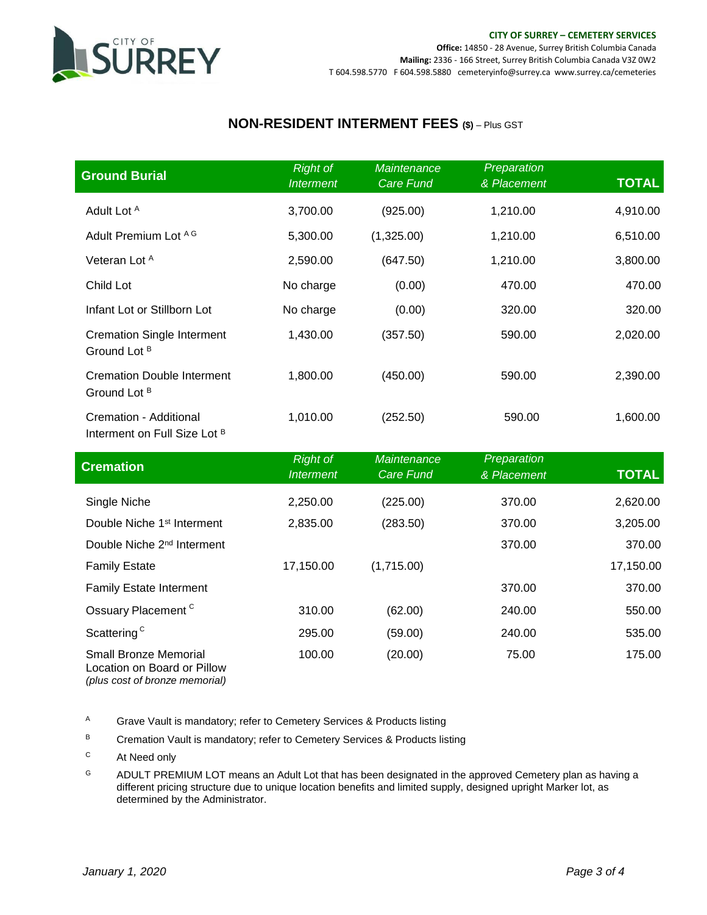**CITY OF SURREY – CEMETERY SERVICES**
**Office:** 14850 - 28 Avenue, Surrey British Columbia Canada
**Mailing:** 2336 - 166 Street, Surrey British Columbia Canada V3Z 0W2
T 604.598.5770 F 604.598.5880 cemeteryinfo@surrey.ca www.surrey.ca/cemeteries

## NON-RESIDENT INTERMENT FEES ($) – Plus GST

| Ground Burial | *Right of Interment* | *Maintenance Care Fund* | *Preparation & Placement* | TOTAL |
|---|---|---|---|---|
| Adult Lot [A] | 3,700.00 | (925.00) | 1,210.00 | 4,910.00 |
| Adult Premium Lot [A G] | 5,300.00 | (1,325.00) | 1,210.00 | 6,510.00 |
| Veteran Lot [A] | 2,590.00 | (647.50) | 1,210.00 | 3,800.00 |
| Child Lot | No charge | (0.00) | 470.00 | 470.00 |
| Infant Lot or Stillborn Lot | No charge | (0.00) | 320.00 | 320.00 |
| Cremation Single Interment Ground Lot [B] | 1,430.00 | (357.50) | 590.00 | 2,020.00 |
| Cremation Double Interment Ground Lot [B] | 1,800.00 | (450.00) | 590.00 | 2,390.00 |
| Cremation - Additional Interment on Full Size Lot [B] | 1,010.00 | (252.50) | 590.00 | 1,600.00 |

| Cremation | *Right of Interment* | *Maintenance Care Fund* | *Preparation & Placement* | TOTAL |
|---|---|---|---|---|
| Single Niche | 2,250.00 | (225.00) | 370.00 | 2,620.00 |
| Double Niche 1st Interment | 2,835.00 | (283.50) | 370.00 | 3,205.00 |
| Double Niche 2nd Interment | | | 370.00 | 370.00 |
| Family Estate | 17,150.00 | (1,715.00) | | 17,150.00 |
| Family Estate Interment | | | 370.00 | 370.00 |
| Ossuary Placement [C] | 310.00 | (62.00) | 240.00 | 550.00 |
| Scattering [C] | 295.00 | (59.00) | 240.00 | 535.00 |
| Small Bronze Memorial Location on Board or Pillow *(plus cost of bronze memorial)* | 100.00 | (20.00) | 75.00 | 175.00 |

[A] Grave Vault is mandatory; refer to Cemetery Services & Products listing

[B] Cremation Vault is mandatory; refer to Cemetery Services & Products listing

[C] At Need only

[G] ADULT PREMIUM LOT means an Adult Lot that has been designated in the approved Cemetery plan as having a different pricing structure due to unique location benefits and limited supply, designed upright Marker lot, as determined by the Administrator.

*January 1, 2020*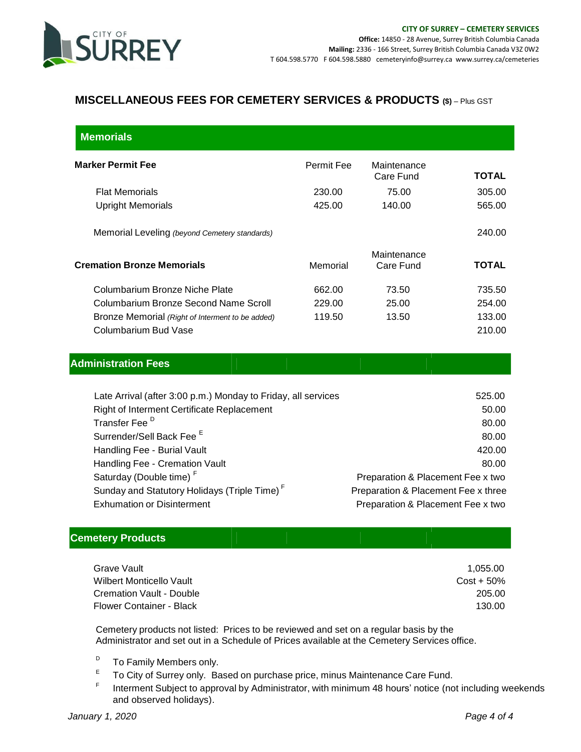CITY OF SURREY – CEMETERY SERVICES
**Office:** 14850 - 28 Avenue, Surrey British Columbia Canada
**Mailing:** 2336 - 166 Street, Surrey British Columbia Canada V3Z 0W2
T 604.598.5770 F 604.598.5880 cemeteryinfo@surrey.ca www.surrey.ca/cemeteries

# MISCELLANEOUS FEES FOR CEMETERY SERVICES & PRODUCTS ($) – Plus GST

## Memorials

| **Marker Permit Fee** | Permit Fee | Maintenance Care Fund | **TOTAL** |
|---|---|---|---|
| Flat Memorials | 230.00 | 75.00 | 305.00 |
| Upright Memorials | 425.00 | 140.00 | 565.00 |
| Memorial Leveling *(beyond Cemetery standards)* | | | 240.00 |
| **Cremation Bronze Memorials** | Memorial | Maintenance Care Fund | **TOTAL** |
| Columbarium Bronze Niche Plate | 662.00 | 73.50 | 735.50 |
| Columbarium Bronze Second Name Scroll | 229.00 | 25.00 | 254.00 |
| Bronze Memorial *(Right of Interment to be added)* | 119.50 | 13.50 | 133.00 |
| Columbarium Bud Vase | | | 210.00 |

## Administration Fees

| | |
|---|---|
| Late Arrival (after 3:00 p.m.) Monday to Friday, all services | 525.00 |
| Right of Interment Certificate Replacement | 50.00 |
| Transfer Fee [D] | 80.00 |
| Surrender/Sell Back Fee [E] | 80.00 |
| Handling Fee - Burial Vault | 420.00 |
| Handling Fee - Cremation Vault | 80.00 |
| Saturday (Double time) [F] | Preparation & Placement Fee x two |
| Sunday and Statutory Holidays (Triple Time) [F] | Preparation & Placement Fee x three |
| Exhumation or Disinterment | Preparation & Placement Fee x two |

## Cemetery Products

| | |
|---|---|
| Grave Vault | 1,055.00 |
| Wilbert Monticello Vault | Cost + 50% |
| Cremation Vault - Double | 205.00 |
| Flower Container - Black | 130.00 |

Cemetery products not listed: Prices to be reviewed and set on a regular basis by the Administrator and set out in a Schedule of Prices available at the Cemetery Services office.

[D] To Family Members only.

[E] To City of Surrey only. Based on purchase price, minus Maintenance Care Fund.

[F] Interment Subject to approval by Administrator, with minimum 48 hours' notice (not including weekends and observed holidays).

*January 1, 2020*